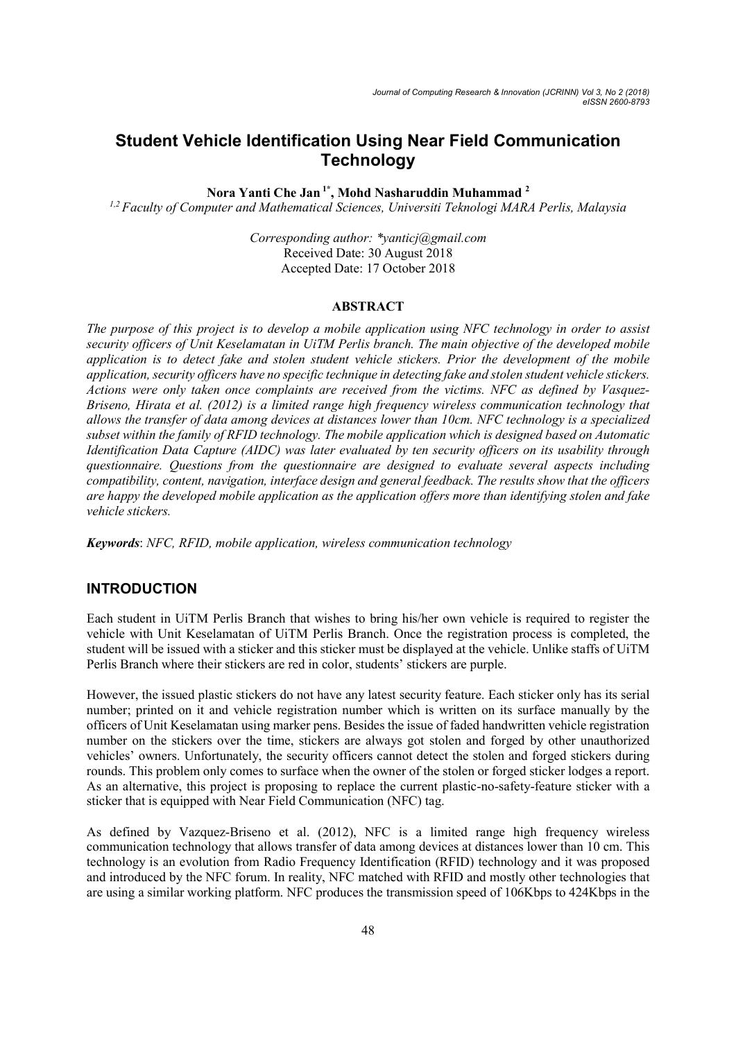# Student Vehicle Identification Using Near Field Communication Technology

**Nora Yanti Che Jan [1*], Mohd Nasharuddin Muhammad [2]**

*[1,2] Faculty of Computer and Mathematical Sciences, Universiti Teknologi MARA Perlis, Malaysia*

*Corresponding author: *yanticj@gmail.com*
Received Date: 30 August 2018
Accepted Date: 17 October 2018

## ABSTRACT

*The purpose of this project is to develop a mobile application using NFC technology in order to assist security officers of Unit Keselamatan in UiTM Perlis branch. The main objective of the developed mobile application is to detect fake and stolen student vehicle stickers. Prior the development of the mobile application, security officers have no specific technique in detecting fake and stolen student vehicle stickers. Actions were only taken once complaints are received from the victims. NFC as defined by Vasquez-Briseno, Hirata et al. (2012) is a limited range high frequency wireless communication technology that allows the transfer of data among devices at distances lower than 10cm. NFC technology is a specialized subset within the family of RFID technology. The mobile application which is designed based on Automatic Identification Data Capture (AIDC) was later evaluated by ten security officers on its usability through questionnaire. Questions from the questionnaire are designed to evaluate several aspects including compatibility, content, navigation, interface design and general feedback. The results show that the officers are happy the developed mobile application as the application offers more than identifying stolen and fake vehicle stickers.*

***Keywords***: *NFC, RFID, mobile application, wireless communication technology*

## INTRODUCTION

Each student in UiTM Perlis Branch that wishes to bring his/her own vehicle is required to register the vehicle with Unit Keselamatan of UiTM Perlis Branch. Once the registration process is completed, the student will be issued with a sticker and this sticker must be displayed at the vehicle. Unlike staffs of UiTM Perlis Branch where their stickers are red in color, students' stickers are purple.

However, the issued plastic stickers do not have any latest security feature. Each sticker only has its serial number; printed on it and vehicle registration number which is written on its surface manually by the officers of Unit Keselamatan using marker pens. Besides the issue of faded handwritten vehicle registration number on the stickers over the time, stickers are always got stolen and forged by other unauthorized vehicles' owners. Unfortunately, the security officers cannot detect the stolen and forged stickers during rounds. This problem only comes to surface when the owner of the stolen or forged sticker lodges a report. As an alternative, this project is proposing to replace the current plastic-no-safety-feature sticker with a sticker that is equipped with Near Field Communication (NFC) tag.

As defined by Vazquez-Briseno et al. (2012), NFC is a limited range high frequency wireless communication technology that allows transfer of data among devices at distances lower than 10 cm. This technology is an evolution from Radio Frequency Identification (RFID) technology and it was proposed and introduced by the NFC forum. In reality, NFC matched with RFID and mostly other technologies that are using a similar working platform. NFC produces the transmission speed of 106Kbps to 424Kbps in the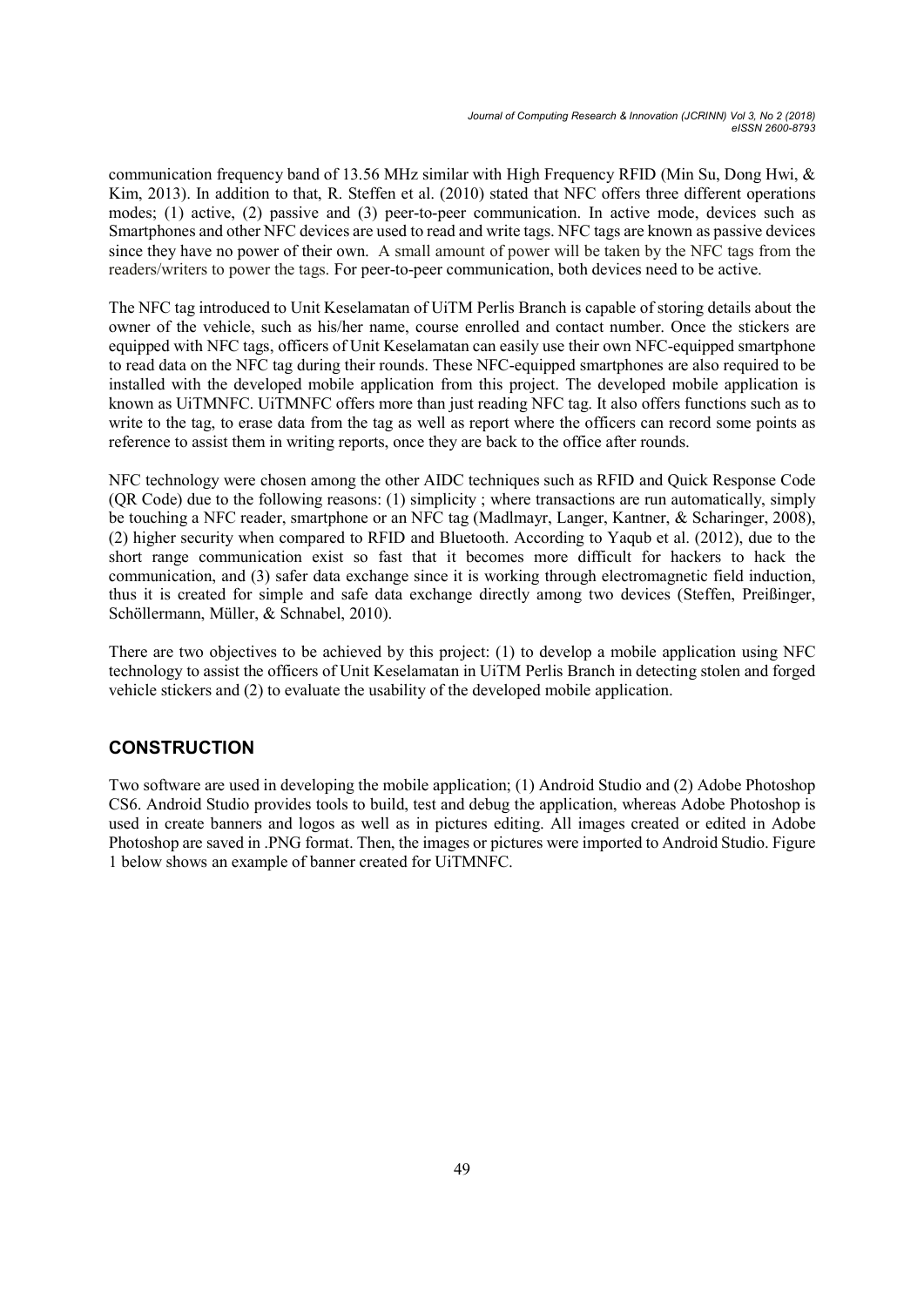communication frequency band of 13.56 MHz similar with High Frequency RFID (Min Su, Dong Hwi, & Kim, 2013). In addition to that, R. Steffen et al. (2010) stated that NFC offers three different operations modes; (1) active, (2) passive and (3) peer-to-peer communication. In active mode, devices such as Smartphones and other NFC devices are used to read and write tags. NFC tags are known as passive devices since they have no power of their own. A small amount of power will be taken by the NFC tags from the readers/writers to power the tags. For peer-to-peer communication, both devices need to be active.

The NFC tag introduced to Unit Keselamatan of UiTM Perlis Branch is capable of storing details about the owner of the vehicle, such as his/her name, course enrolled and contact number. Once the stickers are equipped with NFC tags, officers of Unit Keselamatan can easily use their own NFC-equipped smartphone to read data on the NFC tag during their rounds. These NFC-equipped smartphones are also required to be installed with the developed mobile application from this project. The developed mobile application is known as UiTMNFC. UiTMNFC offers more than just reading NFC tag. It also offers functions such as to write to the tag, to erase data from the tag as well as report where the officers can record some points as reference to assist them in writing reports, once they are back to the office after rounds.

NFC technology were chosen among the other AIDC techniques such as RFID and Quick Response Code (QR Code) due to the following reasons: (1) simplicity ; where transactions are run automatically, simply be touching a NFC reader, smartphone or an NFC tag (Madlmayr, Langer, Kantner, & Scharinger, 2008), (2) higher security when compared to RFID and Bluetooth. According to Yaqub et al. (2012), due to the short range communication exist so fast that it becomes more difficult for hackers to hack the communication, and (3) safer data exchange since it is working through electromagnetic field induction, thus it is created for simple and safe data exchange directly among two devices (Steffen, Preißinger, Schöllermann, Müller, & Schnabel, 2010).

There are two objectives to be achieved by this project: (1) to develop a mobile application using NFC technology to assist the officers of Unit Keselamatan in UiTM Perlis Branch in detecting stolen and forged vehicle stickers and (2) to evaluate the usability of the developed mobile application.

## CONSTRUCTION

Two software are used in developing the mobile application; (1) Android Studio and (2) Adobe Photoshop CS6. Android Studio provides tools to build, test and debug the application, whereas Adobe Photoshop is used in create banners and logos as well as in pictures editing. All images created or edited in Adobe Photoshop are saved in .PNG format. Then, the images or pictures were imported to Android Studio. Figure 1 below shows an example of banner created for UiTMNFC.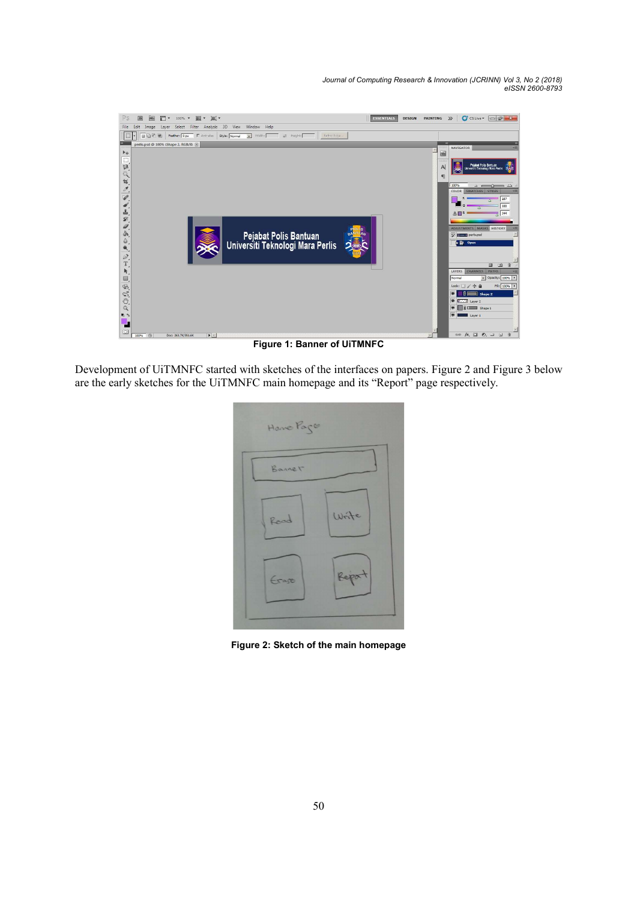Figure 1: Banner of UiTMNFC

Development of UiTMNFC started with sketches of the interfaces on papers. Figure 2 and Figure 3 below are the early sketches for the UiTMNFC main homepage and its "Report" page respectively.

Figure 2: Sketch of the main homepage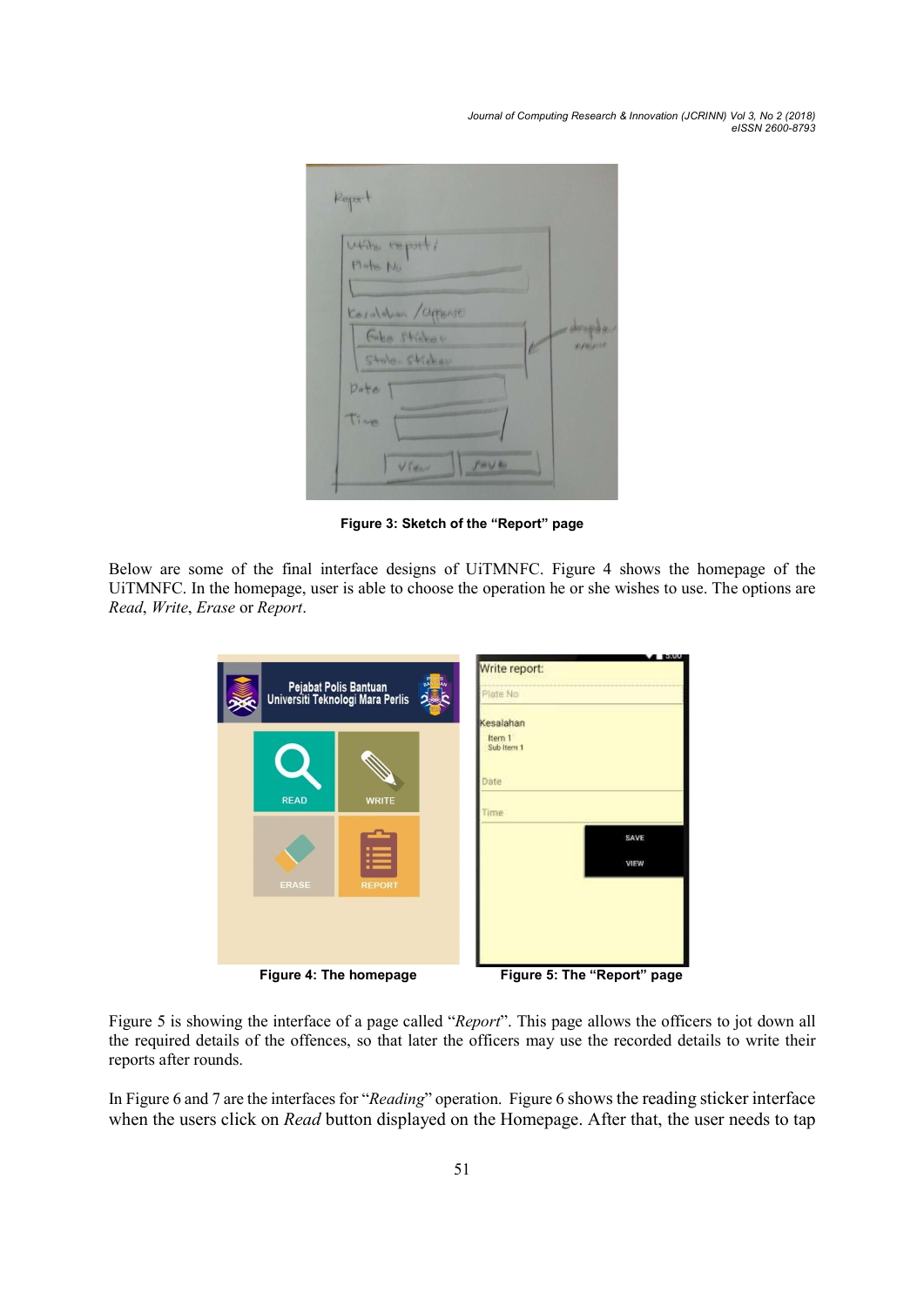Figure 3: Sketch of the “Report” page

Below are some of the final interface designs of UiTMNFC. Figure 4 shows the homepage of the UiTMNFC. In the homepage, user is able to choose the operation he or she wishes to use. The options are *Read*, *Write*, *Erase* or *Report*.

Figure 4: The homepage

Figure 5: The “Report” page

Figure 5 is showing the interface of a page called “*Report*”. This page allows the officers to jot down all the required details of the offences, so that later the officers may use the recorded details to write their reports after rounds.

In Figure 6 and 7 are the interfaces for “*Reading*” operation. Figure 6 shows the reading sticker interface when the users click on *Read* button displayed on the Homepage. After that, the user needs to tap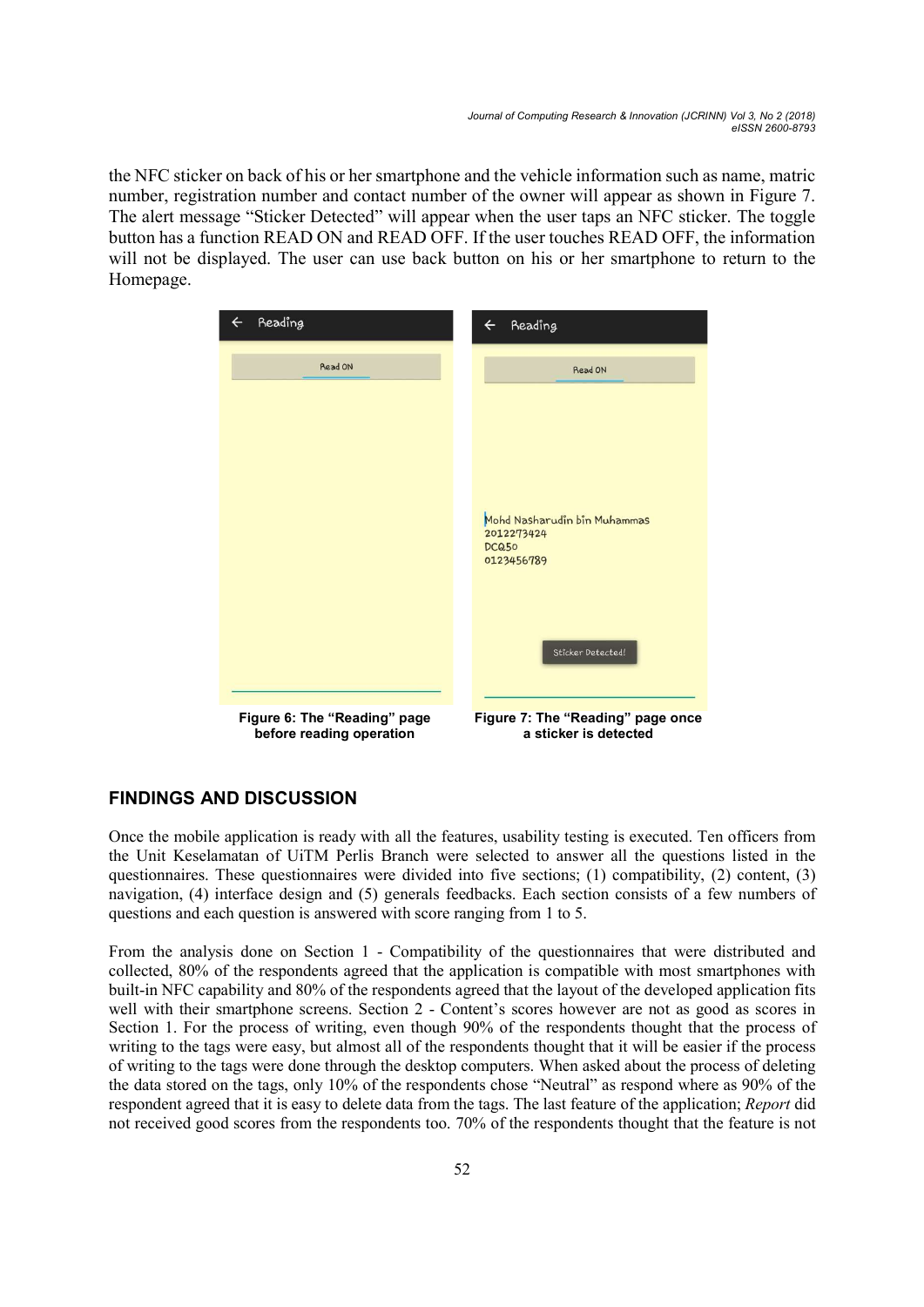the NFC sticker on back of his or her smartphone and the vehicle information such as name, matric number, registration number and contact number of the owner will appear as shown in Figure 7. The alert message "Sticker Detected" will appear when the user taps an NFC sticker. The toggle button has a function READ ON and READ OFF. If the user touches READ OFF, the information will not be displayed. The user can use back button on his or her smartphone to return to the Homepage.

**Figure 6: The "Reading" page before reading operation**

**Figure 7: The "Reading" page once a sticker is detected**

## FINDINGS AND DISCUSSION

Once the mobile application is ready with all the features, usability testing is executed. Ten officers from the Unit Keselamatan of UiTM Perlis Branch were selected to answer all the questions listed in the questionnaires. These questionnaires were divided into five sections; (1) compatibility, (2) content, (3) navigation, (4) interface design and (5) generals feedbacks. Each section consists of a few numbers of questions and each question is answered with score ranging from 1 to 5.

From the analysis done on Section 1 - Compatibility of the questionnaires that were distributed and collected, 80% of the respondents agreed that the application is compatible with most smartphones with built-in NFC capability and 80% of the respondents agreed that the layout of the developed application fits well with their smartphone screens. Section 2 - Content's scores however are not as good as scores in Section 1. For the process of writing, even though 90% of the respondents thought that the process of writing to the tags were easy, but almost all of the respondents thought that it will be easier if the process of writing to the tags were done through the desktop computers. When asked about the process of deleting the data stored on the tags, only 10% of the respondents chose "Neutral" as respond where as 90% of the respondent agreed that it is easy to delete data from the tags. The last feature of the application; *Report* did not received good scores from the respondents too. 70% of the respondents thought that the feature is not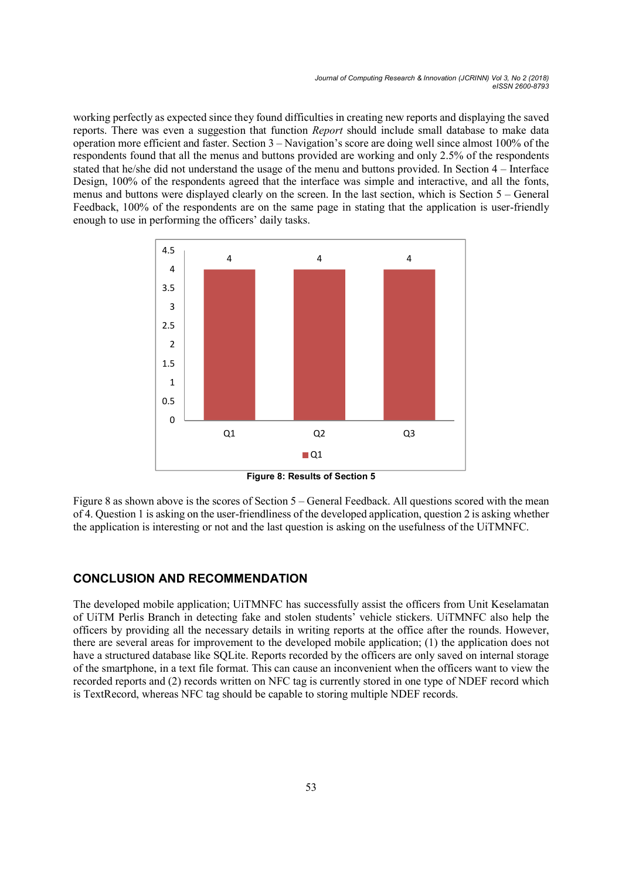working perfectly as expected since they found difficulties in creating new reports and displaying the saved reports. There was even a suggestion that function *Report* should include small database to make data operation more efficient and faster. Section 3 – Navigation's score are doing well since almost 100% of the respondents found that all the menus and buttons provided are working and only 2.5% of the respondents stated that he/she did not understand the usage of the menu and buttons provided. In Section 4 – Interface Design, 100% of the respondents agreed that the interface was simple and interactive, and all the fonts, menus and buttons were displayed clearly on the screen. In the last section, which is Section 5 – General Feedback, 100% of the respondents are on the same page in stating that the application is user-friendly enough to use in performing the officers' daily tasks.

**Figure 8: Results of Section 5**

Figure 8 as shown above is the scores of Section 5 – General Feedback. All questions scored with the mean of 4. Question 1 is asking on the user-friendliness of the developed application, question 2 is asking whether the application is interesting or not and the last question is asking on the usefulness of the UiTMNFC.

## CONCLUSION AND RECOMMENDATION

The developed mobile application; UiTMNFC has successfully assist the officers from Unit Keselamatan of UiTM Perlis Branch in detecting fake and stolen students' vehicle stickers. UiTMNFC also help the officers by providing all the necessary details in writing reports at the office after the rounds. However, there are several areas for improvement to the developed mobile application; (1) the application does not have a structured database like SQLite. Reports recorded by the officers are only saved on internal storage of the smartphone, in a text file format. This can cause an inconvenient when the officers want to view the recorded reports and (2) records written on NFC tag is currently stored in one type of NDEF record which is TextRecord, whereas NFC tag should be capable to storing multiple NDEF records.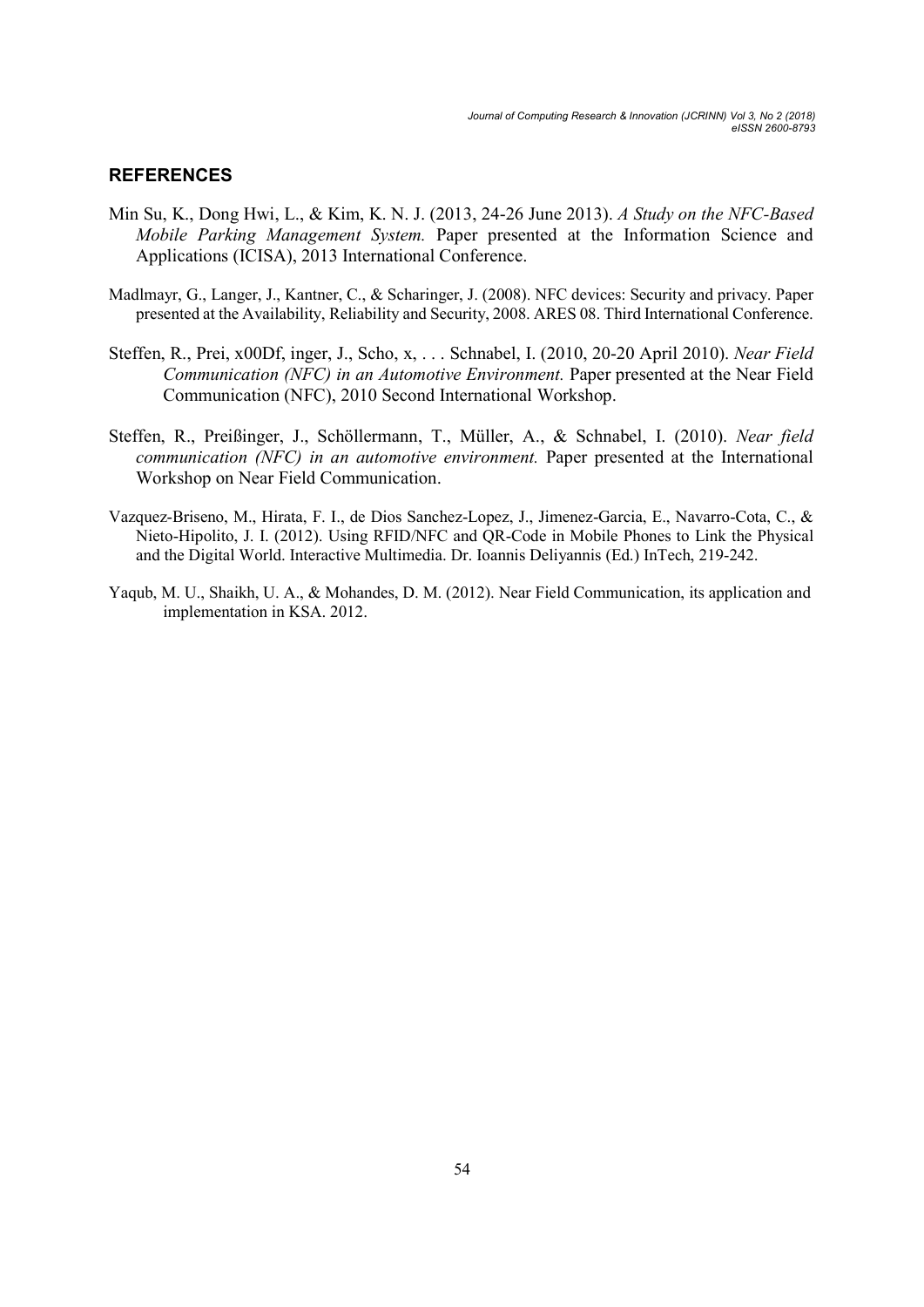## REFERENCES

Min Su, K., Dong Hwi, L., & Kim, K. N. J. (2013, 24-26 June 2013). *A Study on the NFC-Based Mobile Parking Management System.* Paper presented at the Information Science and Applications (ICISA), 2013 International Conference.

Madlmayr, G., Langer, J., Kantner, C., & Scharinger, J. (2008). NFC devices: Security and privacy. Paper presented at the Availability, Reliability and Security, 2008. ARES 08. Third International Conference.

Steffen, R., Prei, x00Df, inger, J., Scho, x, . . . Schnabel, I. (2010, 20-20 April 2010). *Near Field Communication (NFC) in an Automotive Environment.* Paper presented at the Near Field Communication (NFC), 2010 Second International Workshop.

Steffen, R., Preißinger, J., Schöllermann, T., Müller, A., & Schnabel, I. (2010). *Near field communication (NFC) in an automotive environment.* Paper presented at the International Workshop on Near Field Communication.

Vazquez-Briseno, M., Hirata, F. I., de Dios Sanchez-Lopez, J., Jimenez-Garcia, E., Navarro-Cota, C., & Nieto-Hipolito, J. I. (2012). Using RFID/NFC and QR-Code in Mobile Phones to Link the Physical and the Digital World. Interactive Multimedia. Dr. Ioannis Deliyannis (Ed.) InTech, 219-242.

Yaqub, M. U., Shaikh, U. A., & Mohandes, D. M. (2012). Near Field Communication, its application and implementation in KSA. 2012.